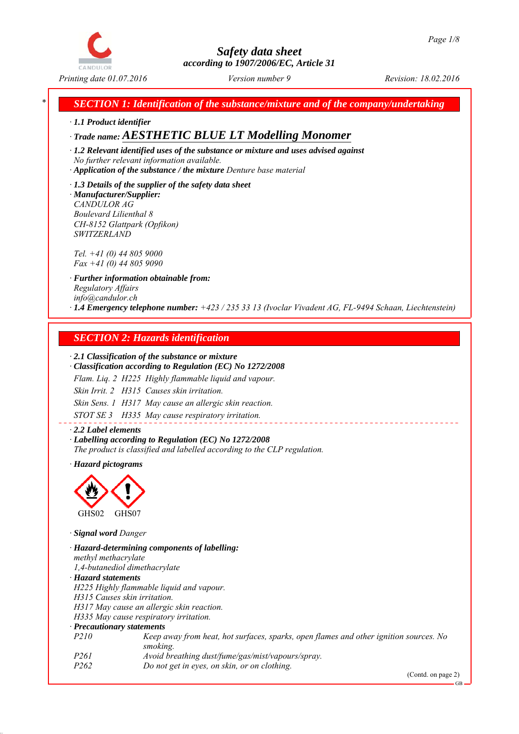# Safety data sheet
*according to 1907/2006/EC, Article 31*

*Printing date 01.07.2016* *Version number 9* *Revision: 18.02.2016*

## SECTION 1: Identification of the substance/mixture and of the company/undertaking

· **1.1 Product identifier**

· **Trade name: AESTHETIC BLUE LT Modelling Monomer**

· **1.2 Relevant identified uses of the substance or mixture and uses advised against**
*No further relevant information available.*

· **Application of the substance / the mixture** *Denture base material*

· **1.3 Details of the supplier of the safety data sheet**

· **Manufacturer/Supplier:**
*CANDULOR AG*
*Boulevard Lilienthal 8*
*CH-8152 Glattpark (Opfikon)*
*SWITZERLAND*

*Tel. +41 (0) 44 805 9000*
*Fax +41 (0) 44 805 9090*

· **Further information obtainable from:**
*Regulatory Affairs*
*info@candulor.ch*

· **1.4 Emergency telephone number:** *+423 / 235 33 13 (Ivoclar Vivadent AG, FL-9494 Schaan, Liechtenstein)*

## SECTION 2: Hazards identification

· **2.1 Classification of the substance or mixture**

· **Classification according to Regulation (EC) No 1272/2008**

*Flam. Liq. 2 H225 Highly flammable liquid and vapour.*

*Skin Irrit. 2 H315 Causes skin irritation.*

*Skin Sens. 1 H317 May cause an allergic skin reaction.*

*STOT SE 3 H335 May cause respiratory irritation.*

· **2.2 Label elements**

· **Labelling according to Regulation (EC) No 1272/2008**
*The product is classified and labelled according to the CLP regulation.*

· **Hazard pictograms**

GHS02 GHS07

· **Signal word** *Danger*

· **Hazard-determining components of labelling:**
*methyl methacrylate*
*1,4-butanediol dimethacrylate*

· **Hazard statements**
*H225 Highly flammable liquid and vapour.*
*H315 Causes skin irritation.*
*H317 May cause an allergic skin reaction.*
*H335 May cause respiratory irritation.*

· **Precautionary statements**

| | |
|---|---|
| *P210* | *Keep away from heat, hot surfaces, sparks, open flames and other ignition sources. No smoking.* |
| *P261* | *Avoid breathing dust/fume/gas/mist/vapours/spray.* |
| *P262* | *Do not get in eyes, on skin, or on clothing.* |

(Contd. on page 2)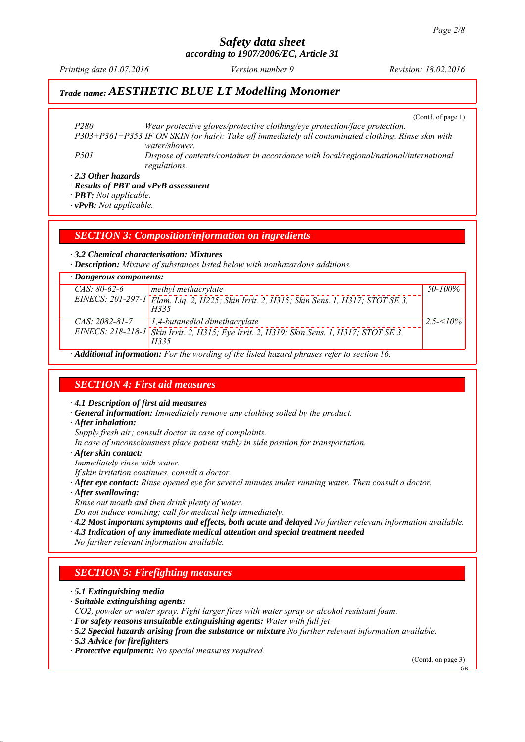## Trade name: AESTHETIC BLUE LT Modelling Monomer

(Contd. of page 1)

| | |
|---|---|
| P280 | Wear protective gloves/protective clothing/eye protection/face protection. |
| P303+P361+P353 | IF ON SKIN (or hair): Take off immediately all contaminated clothing. Rinse skin with water/shower. |
| P501 | Dispose of contents/container in accordance with local/regional/national/international regulations. |

· **2.3 Other hazards**
· **Results of PBT and vPvB assessment**
· **PBT:** Not applicable.
· **vPvB:** Not applicable.

## SECTION 3: Composition/information on ingredients

· **3.2 Chemical characterisation: Mixtures**
· **Description:** Mixture of substances listed below with nonhazardous additions.

· **Dangerous components:**

| | | |
|---|---|---|
| CAS: 80-62-6<br>EINECS: 201-297-1 | methyl methacrylate<br>Flam. Liq. 2, H225; Skin Irrit. 2, H315; Skin Sens. 1, H317; STOT SE 3, H335 | 50-100% |
| CAS: 2082-81-7<br>EINECS: 218-218-1 | 1,4-butanediol dimethacrylate<br>Skin Irrit. 2, H315; Eye Irrit. 2, H319; Skin Sens. 1, H317; STOT SE 3, H335 | 2.5-<10% |

· **Additional information:** For the wording of the listed hazard phrases refer to section 16.

## SECTION 4: First aid measures

· **4.1 Description of first aid measures**
· **General information:** Immediately remove any clothing soiled by the product.
· **After inhalation:**
Supply fresh air; consult doctor in case of complaints.
In case of unconsciousness place patient stably in side position for transportation.
· **After skin contact:**
Immediately rinse with water.
If skin irritation continues, consult a doctor.
· **After eye contact:** Rinse opened eye for several minutes under running water. Then consult a doctor.
· **After swallowing:**
Rinse out mouth and then drink plenty of water.
Do not induce vomiting; call for medical help immediately.
· **4.2 Most important symptoms and effects, both acute and delayed** No further relevant information available.
· **4.3 Indication of any immediate medical attention and special treatment needed**
No further relevant information available.

## SECTION 5: Firefighting measures

· **5.1 Extinguishing media**
· **Suitable extinguishing agents:**
CO2, powder or water spray. Fight larger fires with water spray or alcohol resistant foam.
· **For safety reasons unsuitable extinguishing agents:** Water with full jet
· **5.2 Special hazards arising from the substance or mixture** No further relevant information available.
· **5.3 Advice for firefighters**
· **Protective equipment:** No special measures required.

(Contd. on page 3)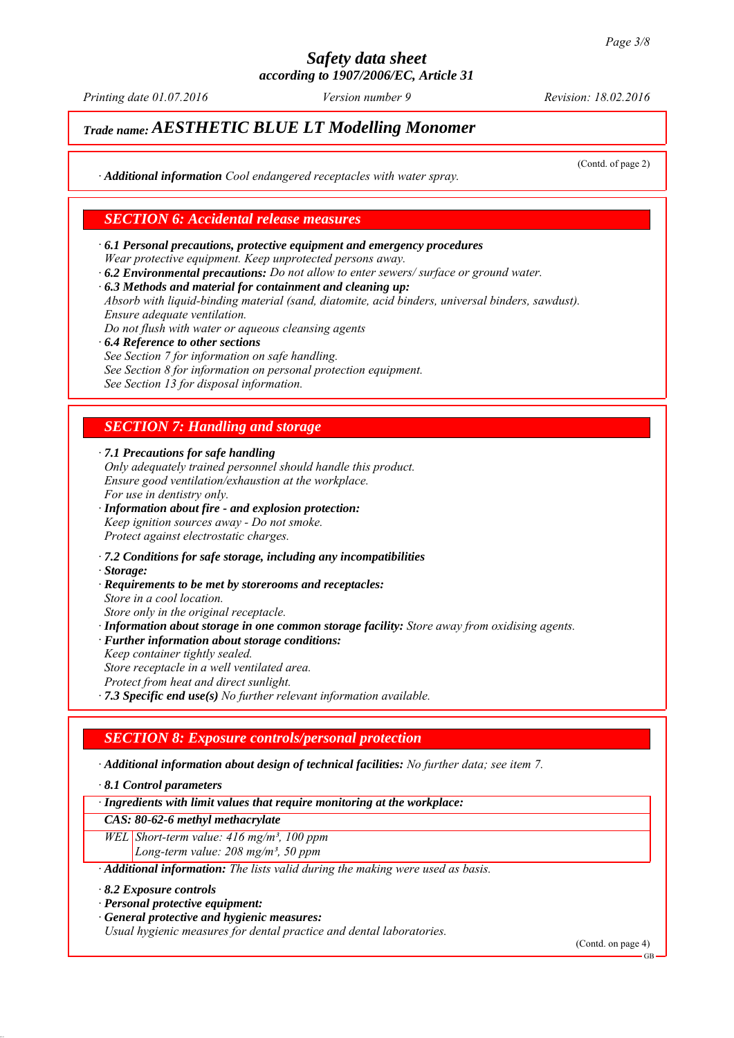# Safety data sheet
**according to 1907/2006/EC, Article 31**

*Printing date 01.07.2016* *Version number 9* *Revision: 18.02.2016*

## *Trade name:* ***AESTHETIC BLUE LT Modelling Monomer***

(Contd. of page 2)

· ***Additional information*** *Cool endangered receptacles with water spray.*

## SECTION 6: Accidental release measures

· ***6.1 Personal precautions, protective equipment and emergency procedures***
*Wear protective equipment. Keep unprotected persons away.*
· ***6.2 Environmental precautions:*** *Do not allow to enter sewers/ surface or ground water.*
· ***6.3 Methods and material for containment and cleaning up:***
*Absorb with liquid-binding material (sand, diatomite, acid binders, universal binders, sawdust).*
*Ensure adequate ventilation.*
*Do not flush with water or aqueous cleansing agents*
· ***6.4 Reference to other sections***
*See Section 7 for information on safe handling.*
*See Section 8 for information on personal protection equipment.*
*See Section 13 for disposal information.*

## SECTION 7: Handling and storage

· ***7.1 Precautions for safe handling***
*Only adequately trained personnel should handle this product.*
*Ensure good ventilation/exhaustion at the workplace.*
*For use in dentistry only.*
· ***Information about fire - and explosion protection:***
*Keep ignition sources away - Do not smoke.*
*Protect against electrostatic charges.*

· ***7.2 Conditions for safe storage, including any incompatibilities***
· ***Storage:***
· ***Requirements to be met by storerooms and receptacles:***
*Store in a cool location.*
*Store only in the original receptacle.*
· ***Information about storage in one common storage facility:*** *Store away from oxidising agents.*
· ***Further information about storage conditions:***
*Keep container tightly sealed.*
*Store receptacle in a well ventilated area.*
*Protect from heat and direct sunlight.*
· ***7.3 Specific end use(s)*** *No further relevant information available.*

## SECTION 8: Exposure controls/personal protection

· ***Additional information about design of technical facilities:*** *No further data; see item 7.*

· ***8.1 Control parameters***

| · ***Ingredients with limit values that require monitoring at the workplace:*** | |
|---|---|
| ***CAS: 80-62-6 methyl methacrylate*** | |
| *WEL* | *Short-term value: 416 mg/m³, 100 ppm*<br>*Long-term value: 208 mg/m³, 50 ppm* |

· ***Additional information:*** *The lists valid during the making were used as basis.*

· ***8.2 Exposure controls***
· ***Personal protective equipment:***
· ***General protective and hygienic measures:***
*Usual hygienic measures for dental practice and dental laboratories.*

(Contd. on page 4)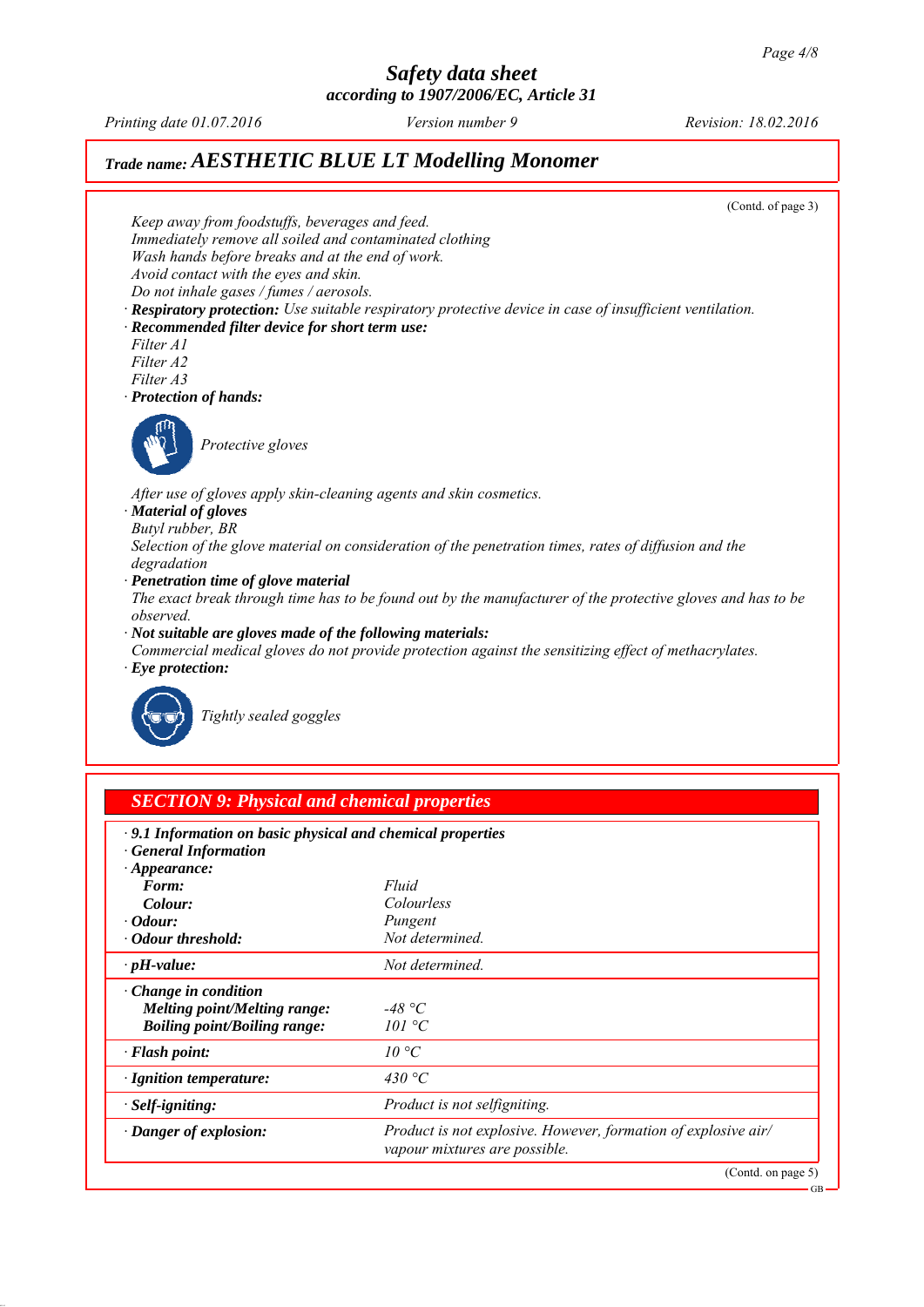# Safety data sheet
**according to 1907/2006/EC, Article 31**

*Printing date 01.07.2016* *Version number 9* *Revision: 18.02.2016*

## Trade name: *AESTHETIC BLUE LT Modelling Monomer*

(Contd. of page 3)

*Keep away from foodstuffs, beverages and feed.*
*Immediately remove all soiled and contaminated clothing*
*Wash hands before breaks and at the end of work.*
*Avoid contact with the eyes and skin.*
*Do not inhale gases / fumes / aerosols.*

· ***Respiratory protection:*** *Use suitable respiratory protective device in case of insufficient ventilation.*

· ***Recommended filter device for short term use:***
*Filter A1*
*Filter A2*
*Filter A3*

· ***Protection of hands:***

*Protective gloves*

*After use of gloves apply skin-cleaning agents and skin cosmetics.*

· ***Material of gloves***
*Butyl rubber, BR*
*Selection of the glove material on consideration of the penetration times, rates of diffusion and the degradation*

· ***Penetration time of glove material***
*The exact break through time has to be found out by the manufacturer of the protective gloves and has to be observed.*

· ***Not suitable are gloves made of the following materials:***
*Commercial medical gloves do not provide protection against the sensitizing effect of methacrylates.*

· ***Eye protection:***

*Tightly sealed goggles*

## SECTION 9: Physical and chemical properties

· ***9.1 Information on basic physical and chemical properties***
· ***General Information***
· ***Appearance:***

| | |
|---|---|
| **Form:** | *Fluid* |
| **Colour:** | *Colourless* |
| · **Odour:** | *Pungent* |
| · **Odour threshold:** | *Not determined.* |
| · **pH-value:** | *Not determined.* |
| · **Change in condition** | |
| **Melting point/Melting range:** | *-48 °C* |
| **Boiling point/Boiling range:** | *101 °C* |
| · **Flash point:** | *10 °C* |
| · **Ignition temperature:** | *430 °C* |
| · **Self-igniting:** | *Product is not selfigniting.* |
| · **Danger of explosion:** | *Product is not explosive. However, formation of explosive air/ vapour mixtures are possible.* |

(Contd. on page 5)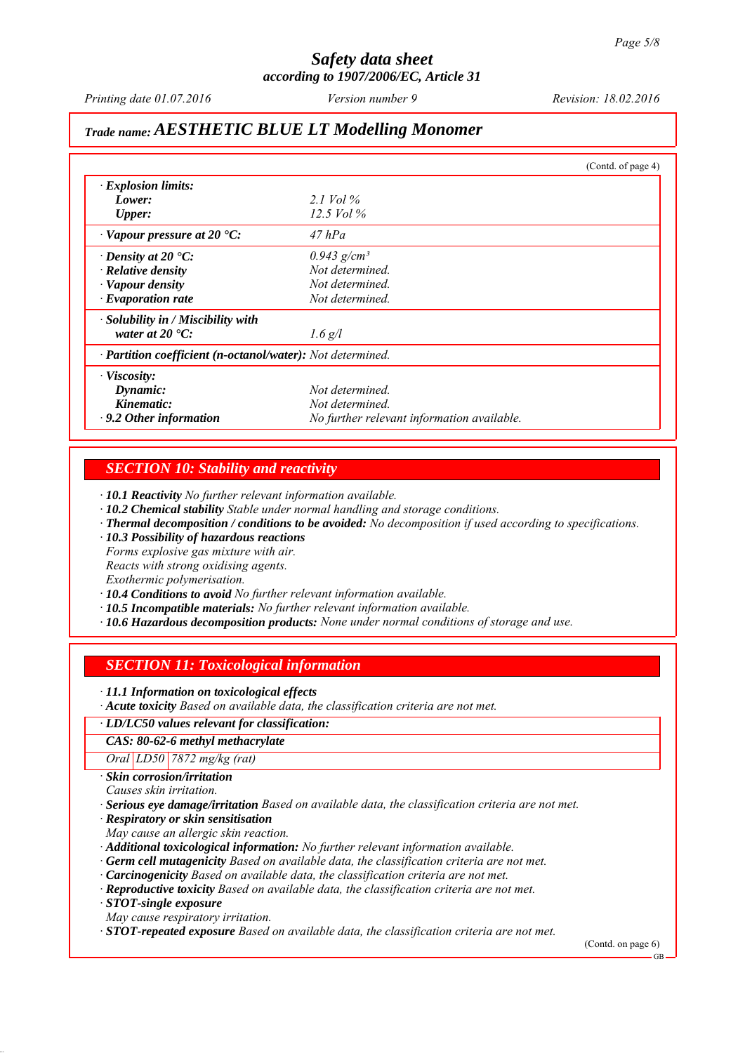## Trade name: AESTHETIC BLUE LT Modelling Monomer

(Contd. of page 4)

| | |
|---|---|
| · **Explosion limits:** | |
| **Lower:** | 2.1 Vol % |
| **Upper:** | 12.5 Vol % |
| · **Vapour pressure at 20 °C:** | 47 hPa |
| · **Density at 20 °C:** | 0.943 g/cm³ |
| · **Relative density** | Not determined. |
| · **Vapour density** | Not determined. |
| · **Evaporation rate** | Not determined. |
| · **Solubility in / Miscibility with water at 20 °C:** | 1.6 g/l |
| · **Partition coefficient (n-octanol/water):** | Not determined. |
| · **Viscosity:** | |
| **Dynamic:** | Not determined. |
| **Kinematic:** | Not determined. |
| · **9.2 Other information** | No further relevant information available. |

## SECTION 10: Stability and reactivity

· **10.1 Reactivity** No further relevant information available.
· **10.2 Chemical stability** Stable under normal handling and storage conditions.
· **Thermal decomposition / conditions to be avoided:** No decomposition if used according to specifications.
· **10.3 Possibility of hazardous reactions**
Forms explosive gas mixture with air.
Reacts with strong oxidising agents.
Exothermic polymerisation.
· **10.4 Conditions to avoid** No further relevant information available.
· **10.5 Incompatible materials:** No further relevant information available.
· **10.6 Hazardous decomposition products:** None under normal conditions of storage and use.

## SECTION 11: Toxicological information

· **11.1 Information on toxicological effects**
· **Acute toxicity** Based on available data, the classification criteria are not met.

| · **LD/LC50 values relevant for classification:** | | |
|---|---|---|
| **CAS: 80-62-6 methyl methacrylate** | | |
| Oral | LD50 | 7872 mg/kg (rat) |

· **Skin corrosion/irritation**
Causes skin irritation.
· **Serious eye damage/irritation** Based on available data, the classification criteria are not met.
· **Respiratory or skin sensitisation**
May cause an allergic skin reaction.
· **Additional toxicological information:** No further relevant information available.
· **Germ cell mutagenicity** Based on available data, the classification criteria are not met.
· **Carcinogenicity** Based on available data, the classification criteria are not met.
· **Reproductive toxicity** Based on available data, the classification criteria are not met.
· **STOT-single exposure**
May cause respiratory irritation.
· **STOT-repeated exposure** Based on available data, the classification criteria are not met.

(Contd. on page 6)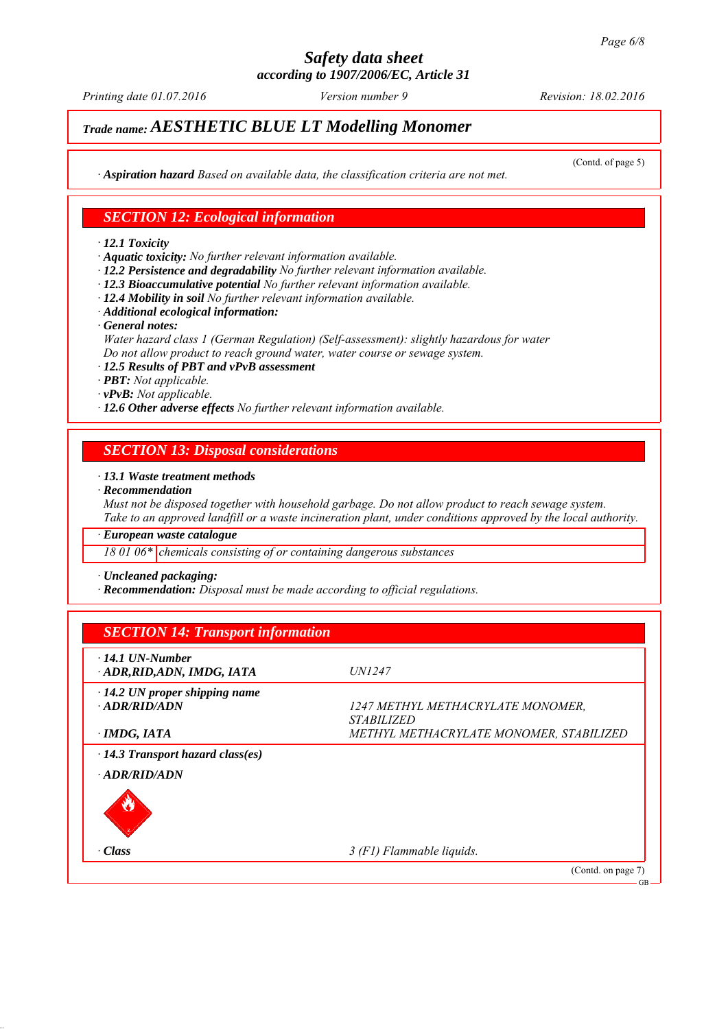# Safety data sheet
**according to 1907/2006/EC, Article 31**

*Printing date 01.07.2016* *Version number 9* *Revision: 18.02.2016*

## *Trade name:* AESTHETIC BLUE LT Modelling Monomer

(Contd. of page 5)

· **Aspiration hazard** *Based on available data, the classification criteria are not met.*

## SECTION 12: Ecological information

· **12.1 Toxicity**
· **Aquatic toxicity:** *No further relevant information available.*
· **12.2 Persistence and degradability** *No further relevant information available.*
· **12.3 Bioaccumulative potential** *No further relevant information available.*
· **12.4 Mobility in soil** *No further relevant information available.*
· **Additional ecological information:**
· **General notes:**
*Water hazard class 1 (German Regulation) (Self-assessment): slightly hazardous for water*
*Do not allow product to reach ground water, water course or sewage system.*
· **12.5 Results of PBT and vPvB assessment**
· **PBT:** *Not applicable.*
· **vPvB:** *Not applicable.*
· **12.6 Other adverse effects** *No further relevant information available.*

## SECTION 13: Disposal considerations

· **13.1 Waste treatment methods**
· **Recommendation**
*Must not be disposed together with household garbage. Do not allow product to reach sewage system.*
*Take to an approved landfill or a waste incineration plant, under conditions approved by the local authority.*

· **European waste catalogue**

| | |
|---|---|
| 18 01 06* | chemicals consisting of or containing dangerous substances |

· **Uncleaned packaging:**
· **Recommendation:** *Disposal must be made according to official regulations.*

## SECTION 14: Transport information

| | |
|---|---|
| · **14.1 UN-Number**<br>· **ADR,RID,ADN, IMDG, IATA** | UN1247 |
| · **14.2 UN proper shipping name**<br>· **ADR/RID/ADN** | 1247 METHYL METHACRYLATE MONOMER, STABILIZED |
| · **IMDG, IATA** | METHYL METHACRYLATE MONOMER, STABILIZED |
| · **14.3 Transport hazard class(es)** | |
| · **ADR/RID/ADN** | |
| · **Class** | 3 (F1) Flammable liquids. |

(Contd. on page 7)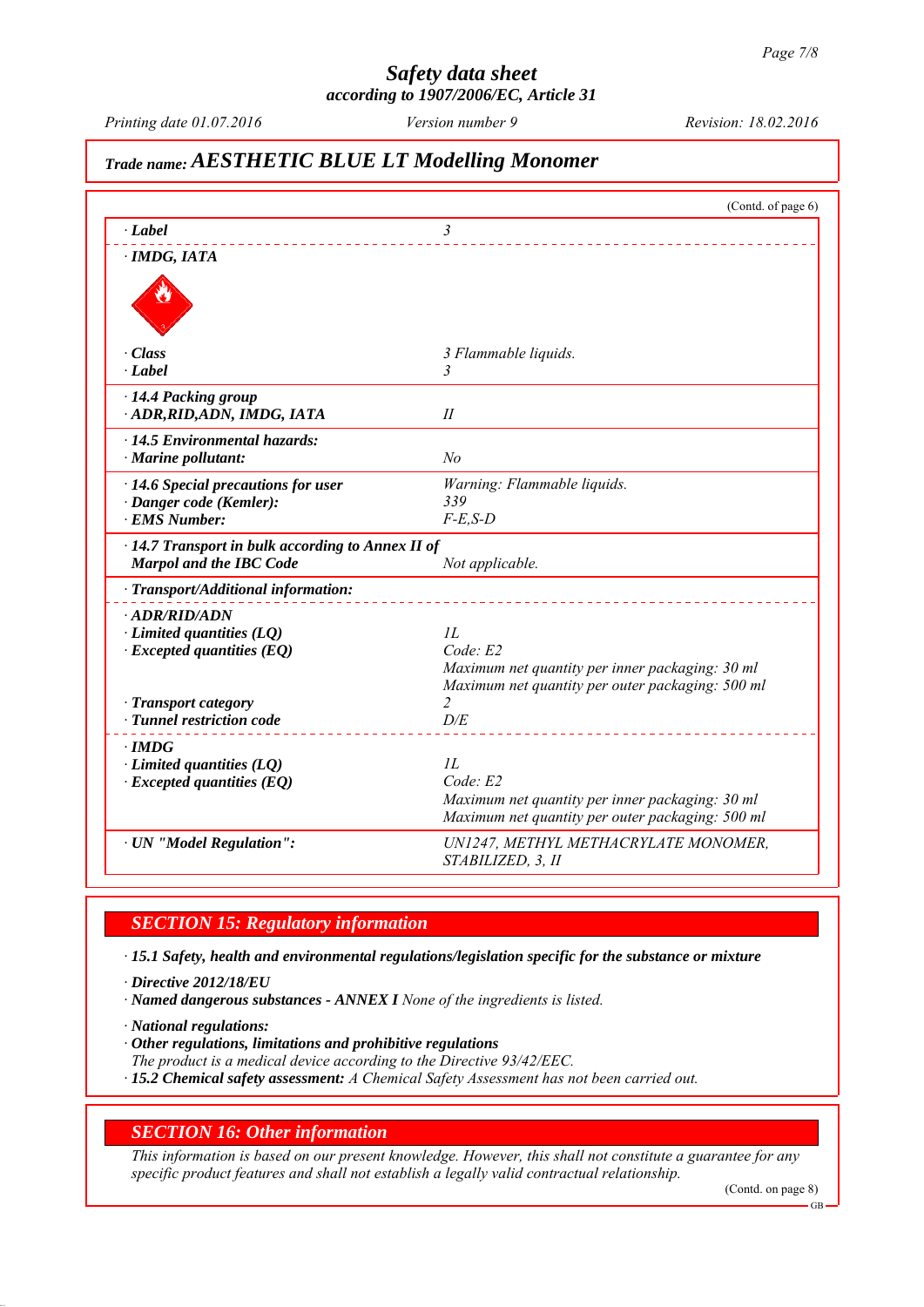## Trade name: AESTHETIC BLUE LT Modelling Monomer

(Contd. of page 6)

| | |
|---|---|
| · **Label** | 3 |
| · **IMDG, IATA** | |
| · **Class** | 3 Flammable liquids. |
| · **Label** | 3 |
| · **14.4 Packing group** | |
| · **ADR,RID,ADN, IMDG, IATA** | II |
| · **14.5 Environmental hazards:** | |
| · **Marine pollutant:** | No |
| · **14.6 Special precautions for user** | Warning: Flammable liquids. |
| · **Danger code (Kemler):** | 339 |
| · **EMS Number:** | F-E,S-D |
| · **14.7 Transport in bulk according to Annex II of Marpol and the IBC Code** | Not applicable. |
| · **Transport/Additional information:** | |
| · **ADR/RID/ADN** | |
| · **Limited quantities (LQ)** | 1L |
| · **Excepted quantities (EQ)** | Code: E2<br>Maximum net quantity per inner packaging: 30 ml<br>Maximum net quantity per outer packaging: 500 ml |
| · **Transport category** | 2 |
| · **Tunnel restriction code** | D/E |
| · **IMDG** | |
| · **Limited quantities (LQ)** | 1L |
| · **Excepted quantities (EQ)** | Code: E2<br>Maximum net quantity per inner packaging: 30 ml<br>Maximum net quantity per outer packaging: 500 ml |
| · **UN "Model Regulation":** | UN1247, METHYL METHACRYLATE MONOMER, STABILIZED, 3, II |

## SECTION 15: Regulatory information

· **15.1 Safety, health and environmental regulations/legislation specific for the substance or mixture**

· **Directive 2012/18/EU**
· **Named dangerous substances - ANNEX I** None of the ingredients is listed.

· **National regulations:**
· **Other regulations, limitations and prohibitive regulations**
The product is a medical device according to the Directive 93/42/EEC.
· **15.2 Chemical safety assessment:** A Chemical Safety Assessment has not been carried out.

## SECTION 16: Other information

This information is based on our present knowledge. However, this shall not constitute a guarantee for any specific product features and shall not establish a legally valid contractual relationship.

(Contd. on page 8)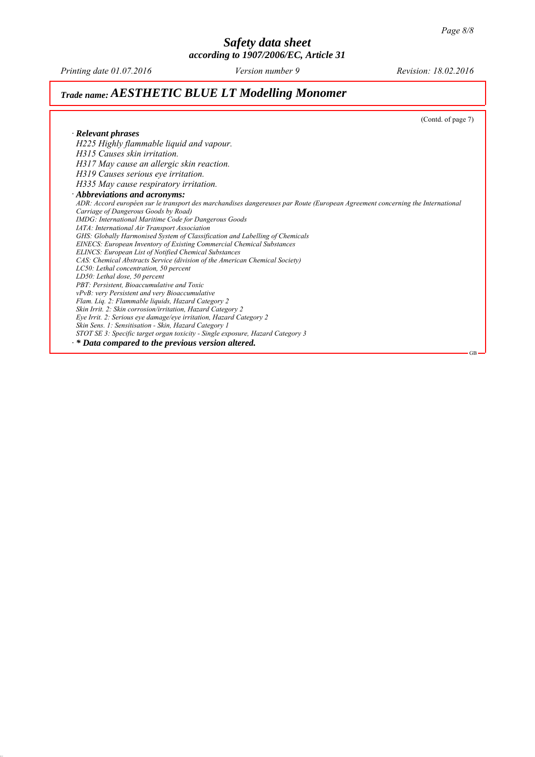# Safety data sheet

***according to 1907/2006/EC, Article 31***

*Printing date 01.07.2016* *Version number 9* *Revision: 18.02.2016*

## *Trade name: AESTHETIC BLUE LT Modelling Monomer*

(Contd. of page 7)

· ***Relevant phrases***

*H225 Highly flammable liquid and vapour.*
*H315 Causes skin irritation.*
*H317 May cause an allergic skin reaction.*
*H319 Causes serious eye irritation.*
*H335 May cause respiratory irritation.*

· ***Abbreviations and acronyms:***

*ADR: Accord européen sur le transport des marchandises dangereuses par Route (European Agreement concerning the International Carriage of Dangerous Goods by Road)*
*IMDG: International Maritime Code for Dangerous Goods*
*IATA: International Air Transport Association*
*GHS: Globally Harmonised System of Classification and Labelling of Chemicals*
*EINECS: European Inventory of Existing Commercial Chemical Substances*
*ELINCS: European List of Notified Chemical Substances*
*CAS: Chemical Abstracts Service (division of the American Chemical Society)*
*LC50: Lethal concentration, 50 percent*
*LD50: Lethal dose, 50 percent*
*PBT: Persistent, Bioaccumulative and Toxic*
*vPvB: very Persistent and very Bioaccumulative*
*Flam. Liq. 2: Flammable liquids, Hazard Category 2*
*Skin Irrit. 2: Skin corrosion/irritation, Hazard Category 2*
*Eye Irrit. 2: Serious eye damage/eye irritation, Hazard Category 2*
*Skin Sens. 1: Sensitisation - Skin, Hazard Category 1*
*STOT SE 3: Specific target organ toxicity - Single exposure, Hazard Category 3*

· ***\* Data compared to the previous version altered.***

GB